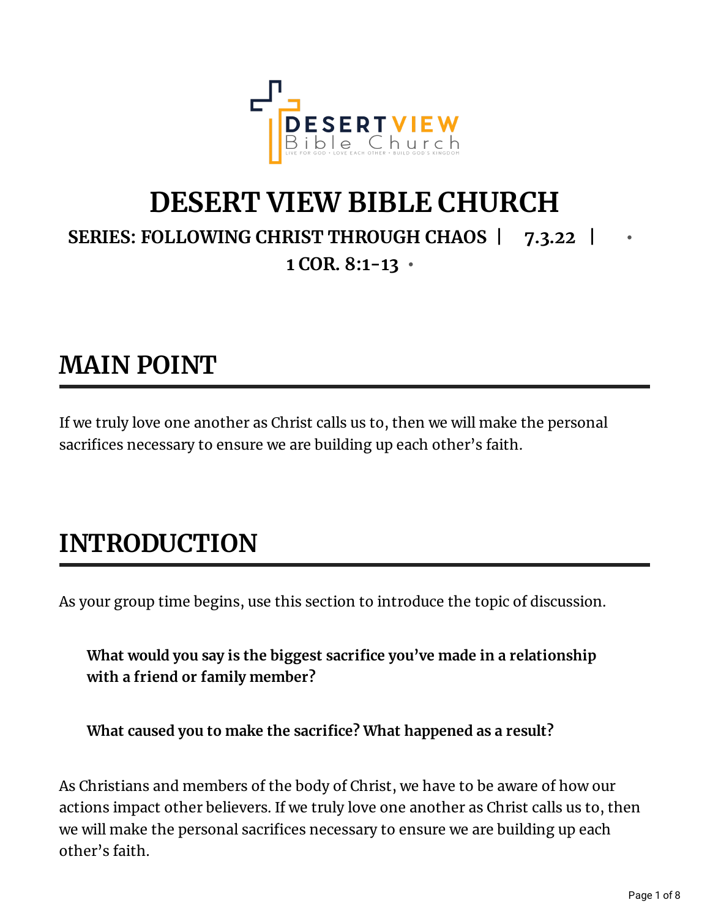# DESERT VIEW BIBLE CHURCH

**SERIES: FOLLOWING CHRIST THROUGH CHAOS | 7.3.22 | • 1 COR. 8:1-13 •**

## MAIN POINT

If we truly love one another as Christ calls us to, then we will make the personal sacrifices necessary to ensure we are building up each other's faith.

## INTRODUCTION

As your group time begins, use this section to introduce the topic of discussion.

**What would you say is the biggest sacrifice you've made in a relationship with a friend or family member?**

**What caused you to make the sacrifice? What happened as a result?**

As Christians and members of the body of Christ, we have to be aware of how our actions impact other believers. If we truly love one another as Christ calls us to, then we will make the personal sacrifices necessary to ensure we are building up each other's faith.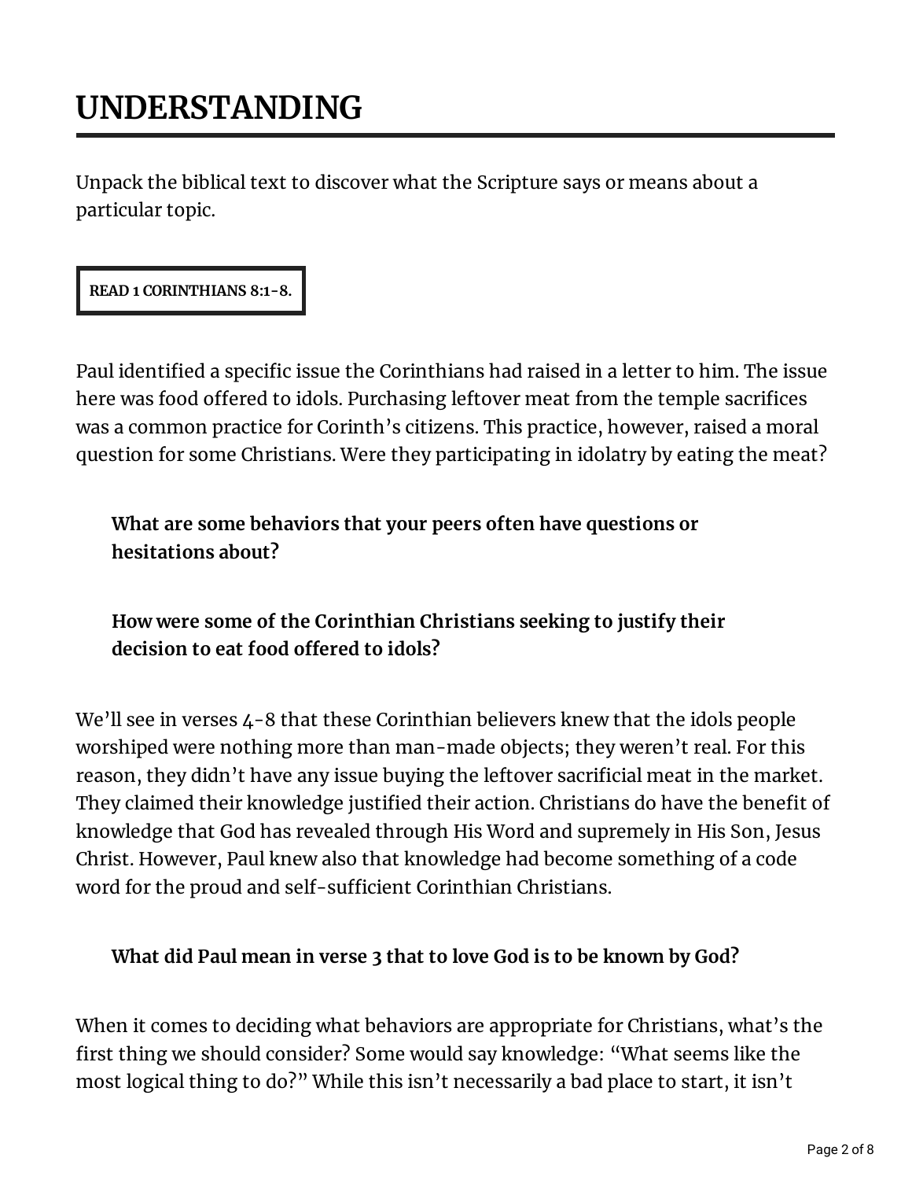# UNDERSTANDING

Unpack the biblical text to discover what the Scripture says or means about a particular topic.

**READ 1 CORINTHIANS 8:1-8.**

Paul identified a specific issue the Corinthians had raised in a letter to him. The issue here was food offered to idols. Purchasing leftover meat from the temple sacrifices was a common practice for Corinth's citizens. This practice, however, raised a moral question for some Christians. Were they participating in idolatry by eating the meat?

> **What are some behaviors that your peers often have questions or hesitations about?**

> **How were some of the Corinthian Christians seeking to justify their decision to eat food offered to idols?**

We'll see in verses 4-8 that these Corinthian believers knew that the idols people worshiped were nothing more than man-made objects; they weren't real. For this reason, they didn't have any issue buying the leftover sacrificial meat in the market. They claimed their knowledge justified their action. Christians do have the benefit of knowledge that God has revealed through His Word and supremely in His Son, Jesus Christ. However, Paul knew also that knowledge had become something of a code word for the proud and self-sufficient Corinthian Christians.

> **What did Paul mean in verse 3 that to love God is to be known by God?**

When it comes to deciding what behaviors are appropriate for Christians, what's the first thing we should consider? Some would say knowledge: "What seems like the most logical thing to do?" While this isn't necessarily a bad place to start, it isn't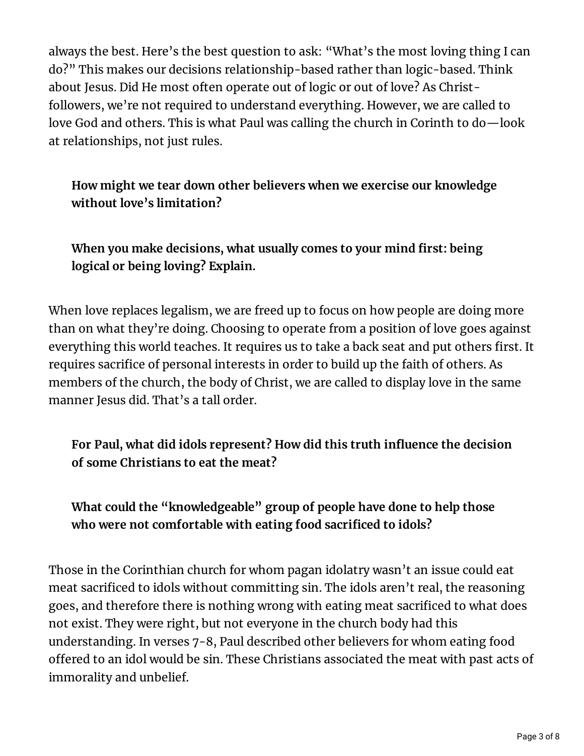always the best. Here's the best question to ask: "What's the most loving thing I can do?" This makes our decisions relationship-based rather than logic-based. Think about Jesus. Did He most often operate out of logic or out of love? As Christ-followers, we're not required to understand everything. However, we are called to love God and others. This is what Paul was calling the church in Corinth to do—look at relationships, not just rules.

> **How might we tear down other believers when we exercise our knowledge without love's limitation?**

> **When you make decisions, what usually comes to your mind first: being logical or being loving? Explain.**

When love replaces legalism, we are freed up to focus on how people are doing more than on what they're doing. Choosing to operate from a position of love goes against everything this world teaches. It requires us to take a back seat and put others first. It requires sacrifice of personal interests in order to build up the faith of others. As members of the church, the body of Christ, we are called to display love in the same manner Jesus did. That's a tall order.

> **For Paul, what did idols represent? How did this truth influence the decision of some Christians to eat the meat?**

> **What could the "knowledgeable" group of people have done to help those who were not comfortable with eating food sacrificed to idols?**

Those in the Corinthian church for whom pagan idolatry wasn't an issue could eat meat sacrificed to idols without committing sin. The idols aren't real, the reasoning goes, and therefore there is nothing wrong with eating meat sacrificed to what does not exist. They were right, but not everyone in the church body had this understanding. In verses 7-8, Paul described other believers for whom eating food offered to an idol would be sin. These Christians associated the meat with past acts of immorality and unbelief.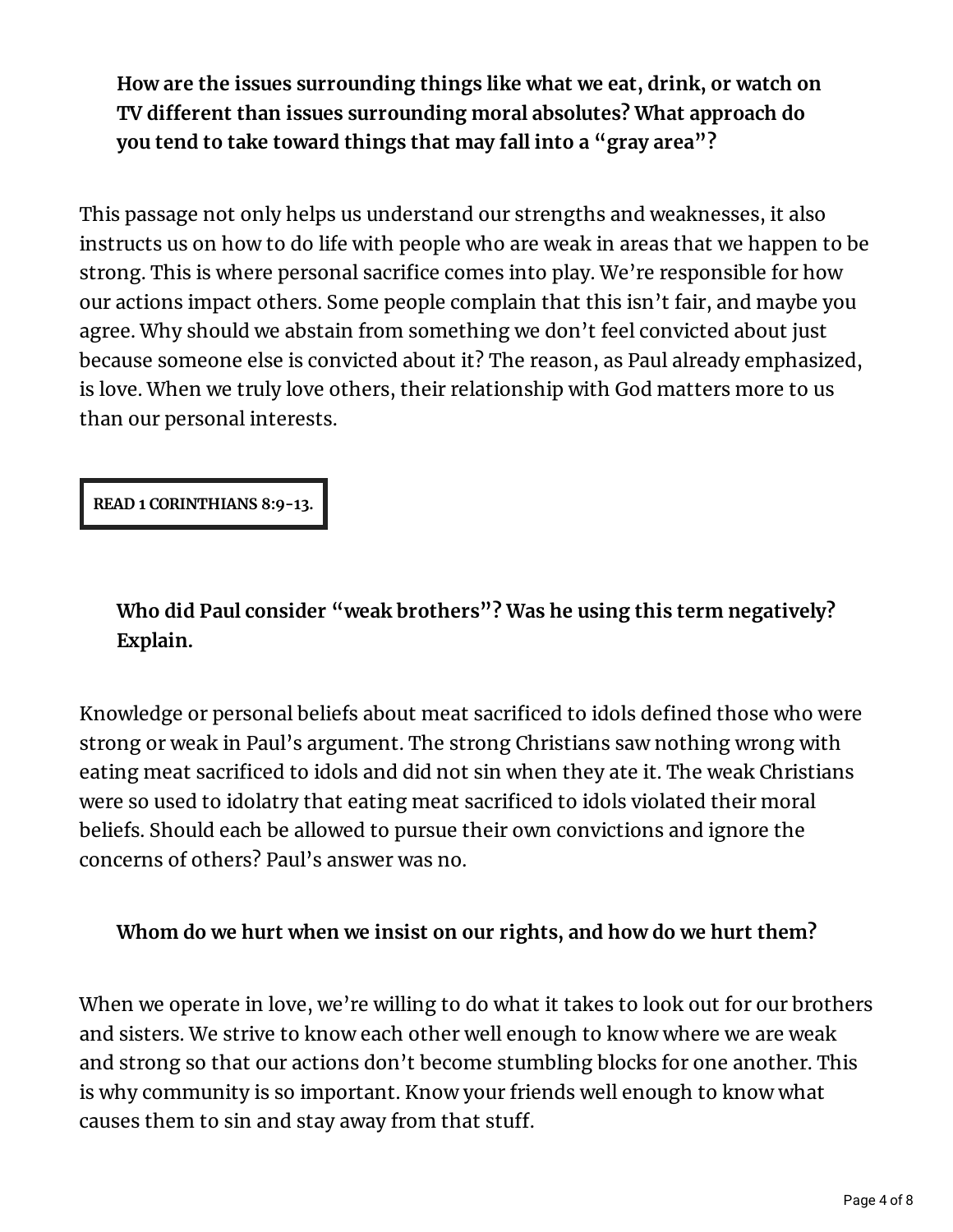**How are the issues surrounding things like what we eat, drink, or watch on TV different than issues surrounding moral absolutes? What approach do you tend to take toward things that may fall into a "gray area"?**

This passage not only helps us understand our strengths and weaknesses, it also instructs us on how to do life with people who are weak in areas that we happen to be strong. This is where personal sacrifice comes into play. We're responsible for how our actions impact others. Some people complain that this isn't fair, and maybe you agree. Why should we abstain from something we don't feel convicted about just because someone else is convicted about it? The reason, as Paul already emphasized, is love. When we truly love others, their relationship with God matters more to us than our personal interests.

**READ 1 CORINTHIANS 8:9-13.**

**Who did Paul consider "weak brothers"? Was he using this term negatively? Explain.**

Knowledge or personal beliefs about meat sacrificed to idols defined those who were strong or weak in Paul's argument. The strong Christians saw nothing wrong with eating meat sacrificed to idols and did not sin when they ate it. The weak Christians were so used to idolatry that eating meat sacrificed to idols violated their moral beliefs. Should each be allowed to pursue their own convictions and ignore the concerns of others? Paul's answer was no.

**Whom do we hurt when we insist on our rights, and how do we hurt them?**

When we operate in love, we're willing to do what it takes to look out for our brothers and sisters. We strive to know each other well enough to know where we are weak and strong so that our actions don't become stumbling blocks for one another. This is why community is so important. Know your friends well enough to know what causes them to sin and stay away from that stuff.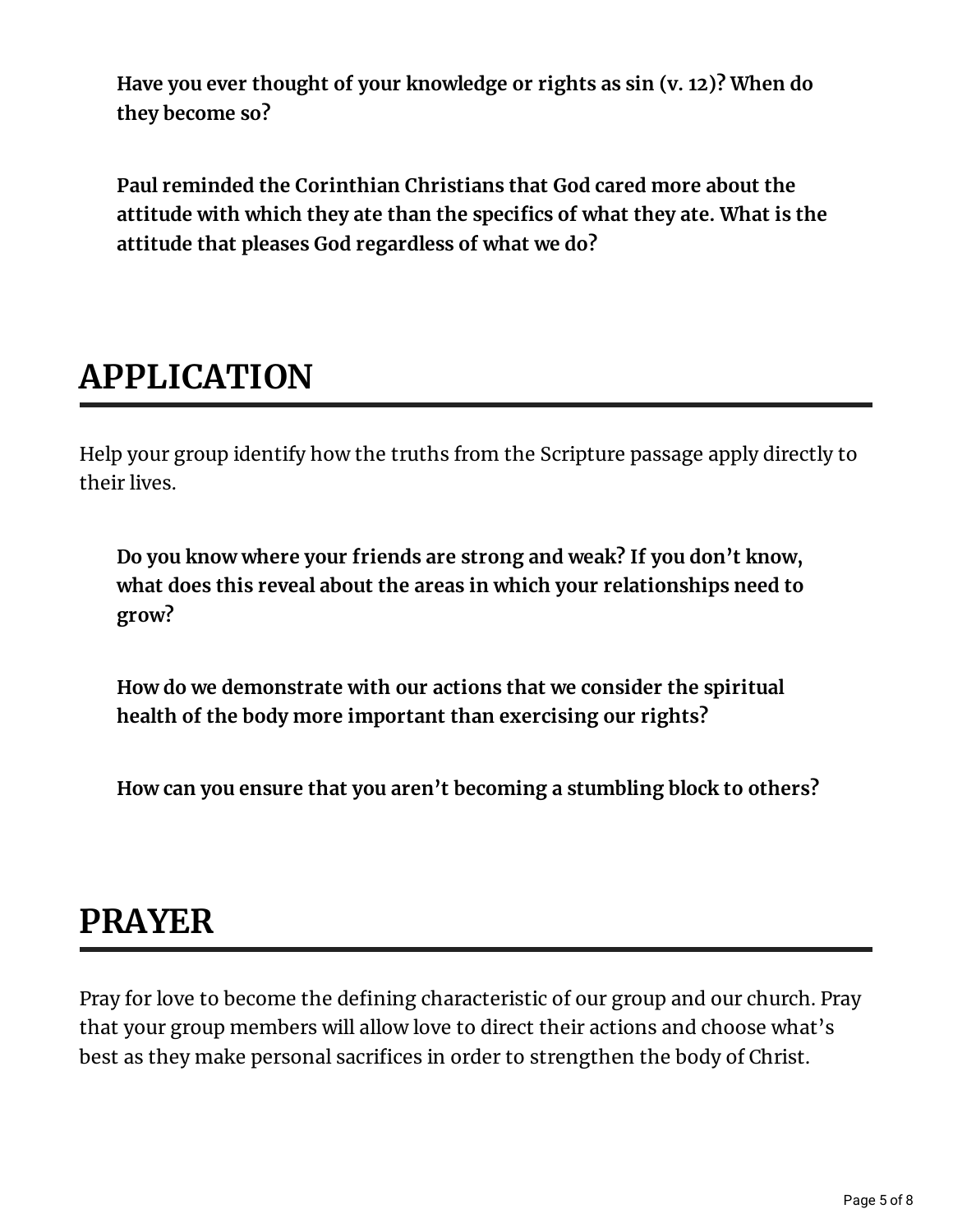**Have you ever thought of your knowledge or rights as sin (v. 12)? When do they become so?**

**Paul reminded the Corinthian Christians that God cared more about the attitude with which they ate than the specifics of what they ate. What is the attitude that pleases God regardless of what we do?**

## APPLICATION

Help your group identify how the truths from the Scripture passage apply directly to their lives.

**Do you know where your friends are strong and weak? If you don't know, what does this reveal about the areas in which your relationships need to grow?**

**How do we demonstrate with our actions that we consider the spiritual health of the body more important than exercising our rights?**

**How can you ensure that you aren't becoming a stumbling block to others?**

## PRAYER

Pray for love to become the defining characteristic of our group and our church. Pray that your group members will allow love to direct their actions and choose what's best as they make personal sacrifices in order to strengthen the body of Christ.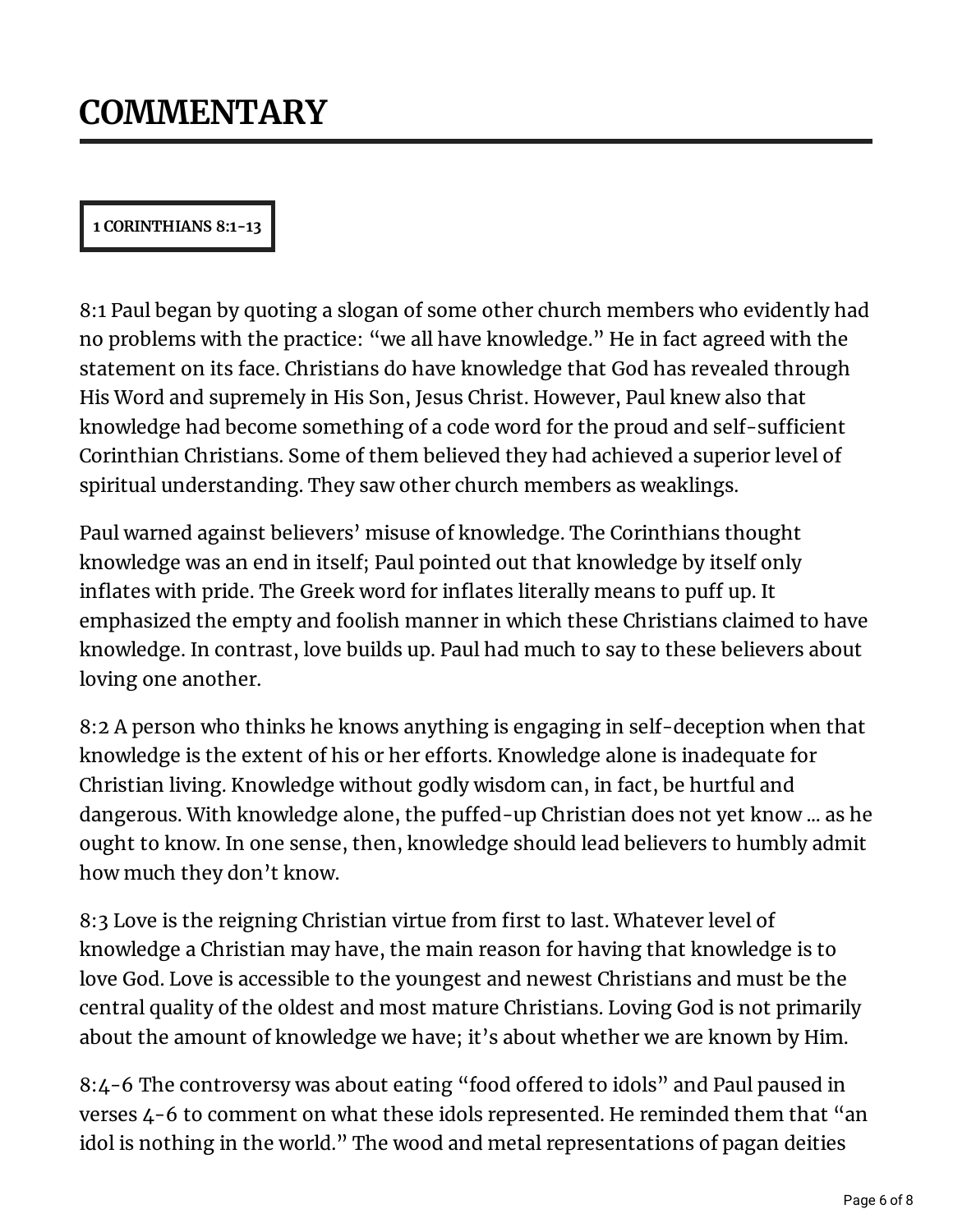# COMMENTARY

**1 CORINTHIANS 8:1-13**

8:1 Paul began by quoting a slogan of some other church members who evidently had no problems with the practice: "we all have knowledge." He in fact agreed with the statement on its face. Christians do have knowledge that God has revealed through His Word and supremely in His Son, Jesus Christ. However, Paul knew also that knowledge had become something of a code word for the proud and self-sufficient Corinthian Christians. Some of them believed they had achieved a superior level of spiritual understanding. They saw other church members as weaklings.

Paul warned against believers' misuse of knowledge. The Corinthians thought knowledge was an end in itself; Paul pointed out that knowledge by itself only inflates with pride. The Greek word for inflates literally means to puff up. It emphasized the empty and foolish manner in which these Christians claimed to have knowledge. In contrast, love builds up. Paul had much to say to these believers about loving one another.

8:2 A person who thinks he knows anything is engaging in self-deception when that knowledge is the extent of his or her efforts. Knowledge alone is inadequate for Christian living. Knowledge without godly wisdom can, in fact, be hurtful and dangerous. With knowledge alone, the puffed-up Christian does not yet know ... as he ought to know. In one sense, then, knowledge should lead believers to humbly admit how much they don't know.

8:3 Love is the reigning Christian virtue from first to last. Whatever level of knowledge a Christian may have, the main reason for having that knowledge is to love God. Love is accessible to the youngest and newest Christians and must be the central quality of the oldest and most mature Christians. Loving God is not primarily about the amount of knowledge we have; it's about whether we are known by Him.

8:4-6 The controversy was about eating "food offered to idols" and Paul paused in verses 4-6 to comment on what these idols represented. He reminded them that "an idol is nothing in the world." The wood and metal representations of pagan deities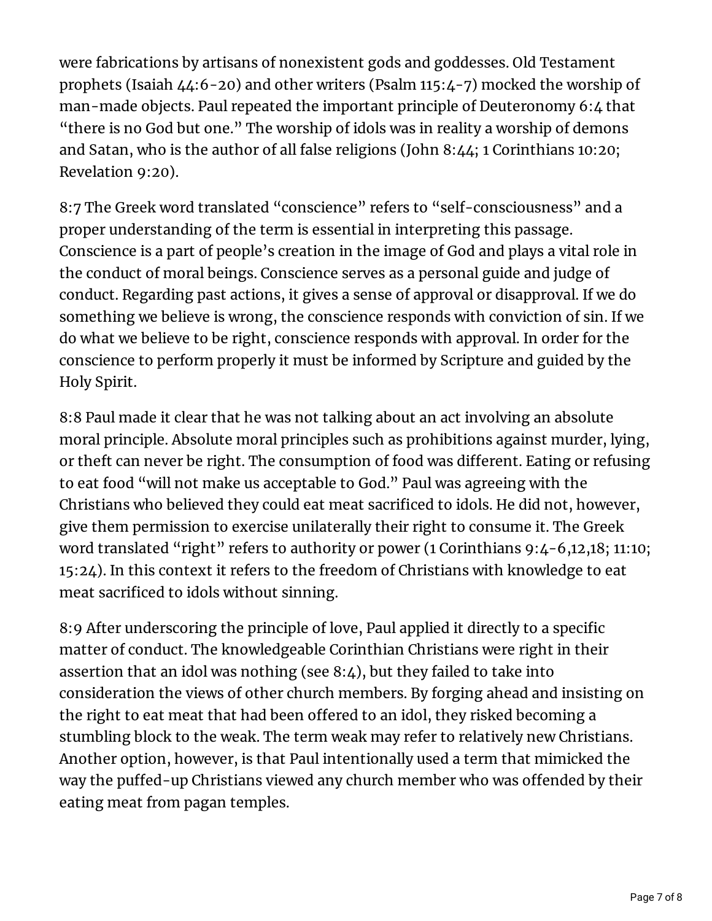were fabrications by artisans of nonexistent gods and goddesses. Old Testament prophets (Isaiah 44:6-20) and other writers (Psalm 115:4-7) mocked the worship of man-made objects. Paul repeated the important principle of Deuteronomy 6:4 that "there is no God but one." The worship of idols was in reality a worship of demons and Satan, who is the author of all false religions (John 8:44; 1 Corinthians 10:20; Revelation 9:20).

8:7 The Greek word translated "conscience" refers to "self-consciousness" and a proper understanding of the term is essential in interpreting this passage. Conscience is a part of people's creation in the image of God and plays a vital role in the conduct of moral beings. Conscience serves as a personal guide and judge of conduct. Regarding past actions, it gives a sense of approval or disapproval. If we do something we believe is wrong, the conscience responds with conviction of sin. If we do what we believe to be right, conscience responds with approval. In order for the conscience to perform properly it must be informed by Scripture and guided by the Holy Spirit.

8:8 Paul made it clear that he was not talking about an act involving an absolute moral principle. Absolute moral principles such as prohibitions against murder, lying, or theft can never be right. The consumption of food was different. Eating or refusing to eat food "will not make us acceptable to God." Paul was agreeing with the Christians who believed they could eat meat sacrificed to idols. He did not, however, give them permission to exercise unilaterally their right to consume it. The Greek word translated "right" refers to authority or power (1 Corinthians 9:4-6,12,18; 11:10; 15:24). In this context it refers to the freedom of Christians with knowledge to eat meat sacrificed to idols without sinning.

8:9 After underscoring the principle of love, Paul applied it directly to a specific matter of conduct. The knowledgeable Corinthian Christians were right in their assertion that an idol was nothing (see 8:4), but they failed to take into consideration the views of other church members. By forging ahead and insisting on the right to eat meat that had been offered to an idol, they risked becoming a stumbling block to the weak. The term weak may refer to relatively new Christians. Another option, however, is that Paul intentionally used a term that mimicked the way the puffed-up Christians viewed any church member who was offended by their eating meat from pagan temples.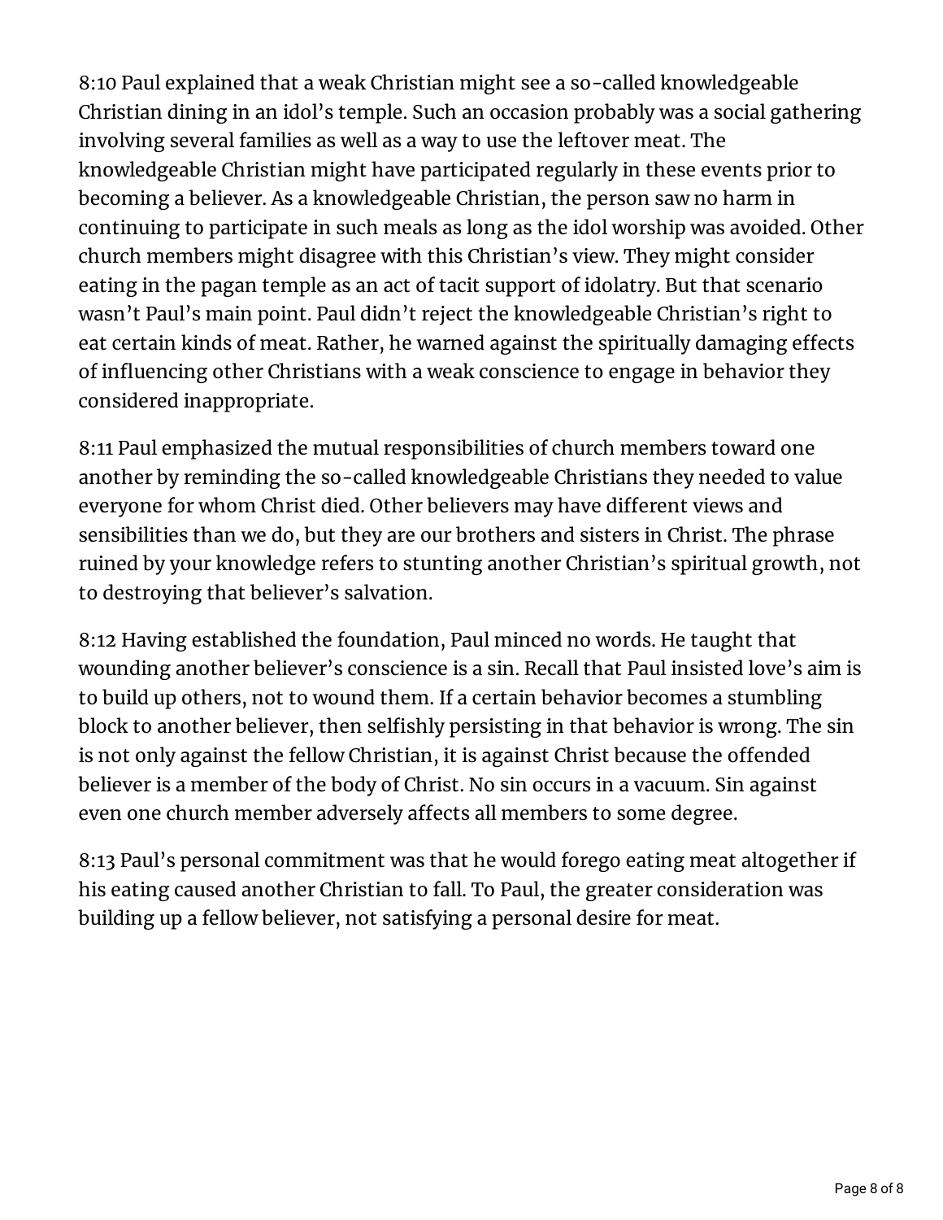8:10 Paul explained that a weak Christian might see a so-called knowledgeable Christian dining in an idol's temple. Such an occasion probably was a social gathering involving several families as well as a way to use the leftover meat. The knowledgeable Christian might have participated regularly in these events prior to becoming a believer. As a knowledgeable Christian, the person saw no harm in continuing to participate in such meals as long as the idol worship was avoided. Other church members might disagree with this Christian's view. They might consider eating in the pagan temple as an act of tacit support of idolatry. But that scenario wasn't Paul's main point. Paul didn't reject the knowledgeable Christian's right to eat certain kinds of meat. Rather, he warned against the spiritually damaging effects of influencing other Christians with a weak conscience to engage in behavior they considered inappropriate.

8:11 Paul emphasized the mutual responsibilities of church members toward one another by reminding the so-called knowledgeable Christians they needed to value everyone for whom Christ died. Other believers may have different views and sensibilities than we do, but they are our brothers and sisters in Christ. The phrase ruined by your knowledge refers to stunting another Christian's spiritual growth, not to destroying that believer's salvation.

8:12 Having established the foundation, Paul minced no words. He taught that wounding another believer's conscience is a sin. Recall that Paul insisted love's aim is to build up others, not to wound them. If a certain behavior becomes a stumbling block to another believer, then selfishly persisting in that behavior is wrong. The sin is not only against the fellow Christian, it is against Christ because the offended believer is a member of the body of Christ. No sin occurs in a vacuum. Sin against even one church member adversely affects all members to some degree.

8:13 Paul's personal commitment was that he would forego eating meat altogether if his eating caused another Christian to fall. To Paul, the greater consideration was building up a fellow believer, not satisfying a personal desire for meat.